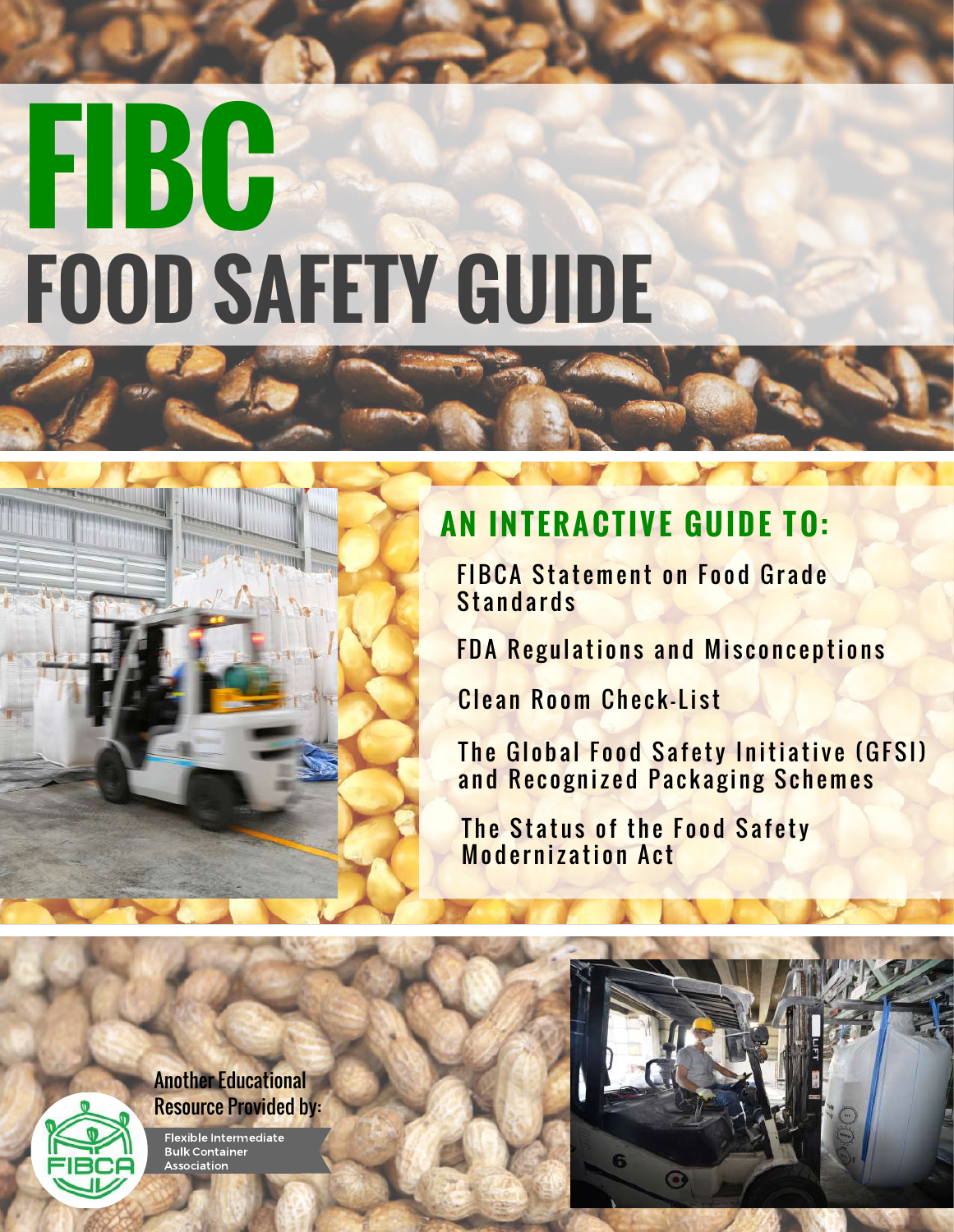# FIBC FOOD SAFETY GUIDE

## AN INTERACTIVE GUIDE TO:

FIBCA Statement on Food Grade Standards

FDA Regulations and Misconceptions

Clean Room Check-List

The Global Food Safety Initiative (GFSI) and Recognized Packaging Schemes

The Status of the Food Safety Modernization Act

Another Educational Resource Provided by:

Flexible Intermediate Bulk Container Association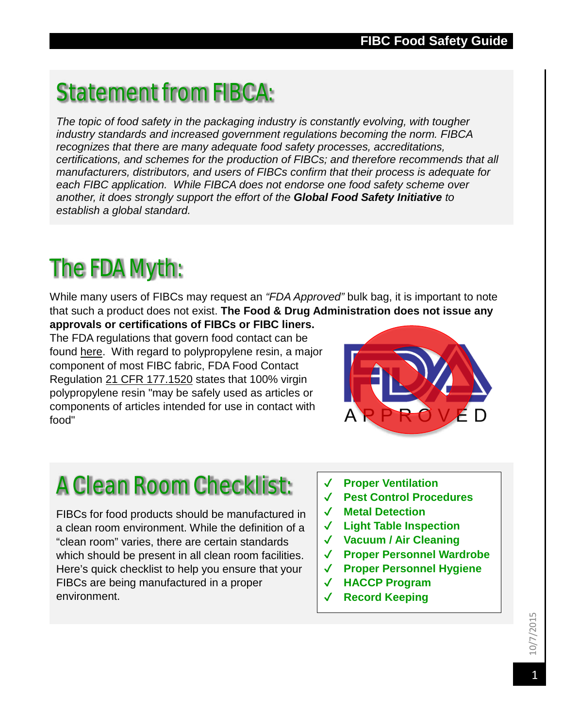## Statement from FIBCA:

*The topic of food safety in the packaging industry is constantly evolving, with tougher industry standards and increased government regulations becoming the norm. FIBCA recognizes that there are many adequate food safety processes, accreditations, certifications, and schemes for the production of FIBCs; and therefore recommends that all manufacturers, distributors, and users of FIBCs confirm that their process is adequate for each FIBC application. While FIBCA does not endorse one food safety scheme over another, it does strongly support the effort of the* ***Global Food Safety Initiative*** *to establish a global standard.*

## The FDA Myth:

While many users of FIBCs may request an *"FDA Approved"* bulk bag, it is important to note that such a product does not exist. **The Food & Drug Administration does not issue any approvals or certifications of FIBCs or FIBC liners.** The FDA regulations that govern food contact can be found here. With regard to polypropylene resin, a major component of most FIBC fabric, FDA Food Contact Regulation 21 CFR 177.1520 states that 100% virgin polypropylene resin "may be safely used as articles or components of articles intended for use in contact with food"

## A Clean Room Checklist:

FIBCs for food products should be manufactured in a clean room environment. While the definition of a "clean room" varies, there are certain standards which should be present in all clean room facilities. Here's quick checklist to help you ensure that your FIBCs are being manufactured in a proper environment.

- ✓ **Proper Ventilation**
- ✓ **Pest Control Procedures**
- ✓ **Metal Detection**
- ✓ **Light Table Inspection**
- ✓ **Vacuum / Air Cleaning**
- ✓ **Proper Personnel Wardrobe**
- ✓ **Proper Personnel Hygiene**
- ✓ **HACCP Program**
- ✓ **Record Keeping**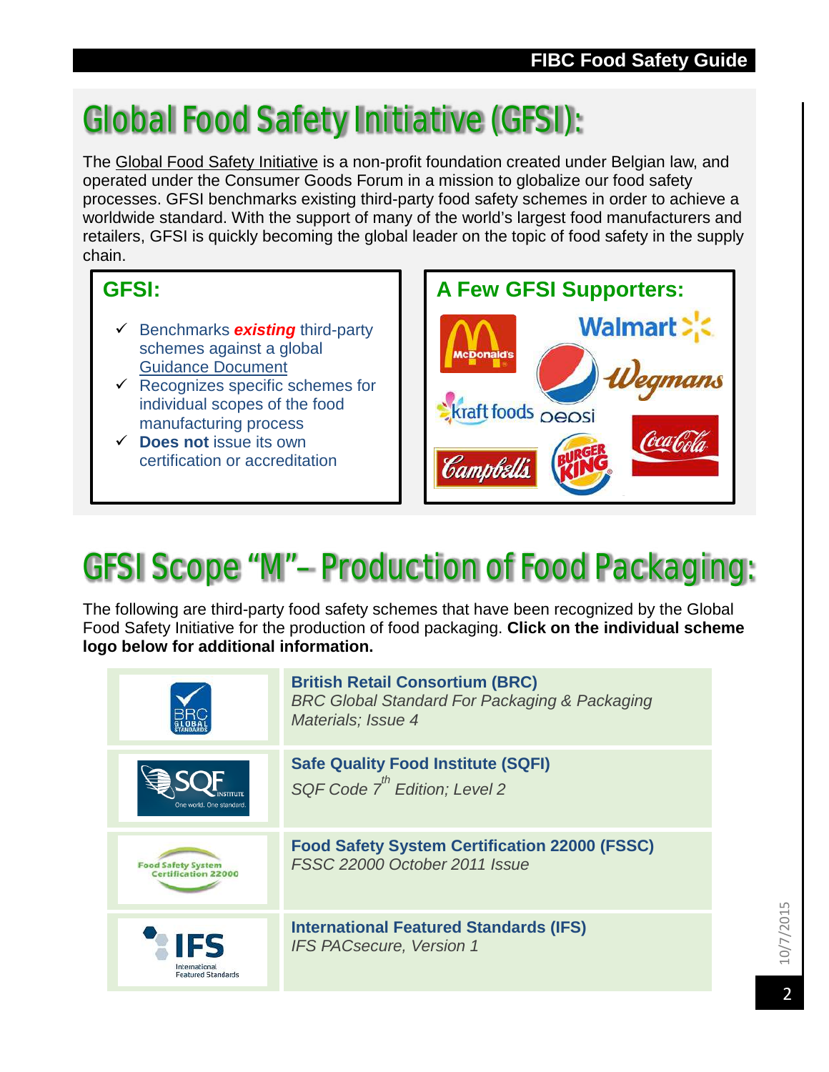# Global Food Safety Initiative (GFSI):

The Global Food Safety Initiative is a non-profit foundation created under Belgian law, and operated under the Consumer Goods Forum in a mission to globalize our food safety processes. GFSI benchmarks existing third-party food safety schemes in order to achieve a worldwide standard. With the support of many of the world's largest food manufacturers and retailers, GFSI is quickly becoming the global leader on the topic of food safety in the supply chain.

## GFSI:

- ✓ Benchmarks ***existing*** third-party schemes against a global Guidance Document
- ✓ Recognizes specific schemes for individual scopes of the food manufacturing process
- ✓ **Does not** issue its own certification or accreditation

## A Few GFSI Supporters:

McDonald's, Walmart, Wegmans, Pepsi, Kraft Foods, Coca-Cola, Campbell's, Burger King

# GFSI Scope "M"– Production of Food Packaging:

The following are third-party food safety schemes that have been recognized by the Global Food Safety Initiative for the production of food packaging. **Click on the individual scheme logo below for additional information.**

| Logo | Scheme |
| --- | --- |
| BRC Global Standards | **British Retail Consortium (BRC)**<br>*BRC Global Standard For Packaging & Packaging Materials; Issue 4* |
| SQF Institute – One world. One standard. | **Safe Quality Food Institute (SQFI)**<br>*SQF Code 7th Edition; Level 2* |
| Food Safety System Certification 22000 | **Food Safety System Certification 22000 (FSSC)**<br>*FSSC 22000 October 2011 Issue* |
| IFS International Featured Standards | **International Featured Standards (IFS)**<br>*IFS PACsecure, Version 1* |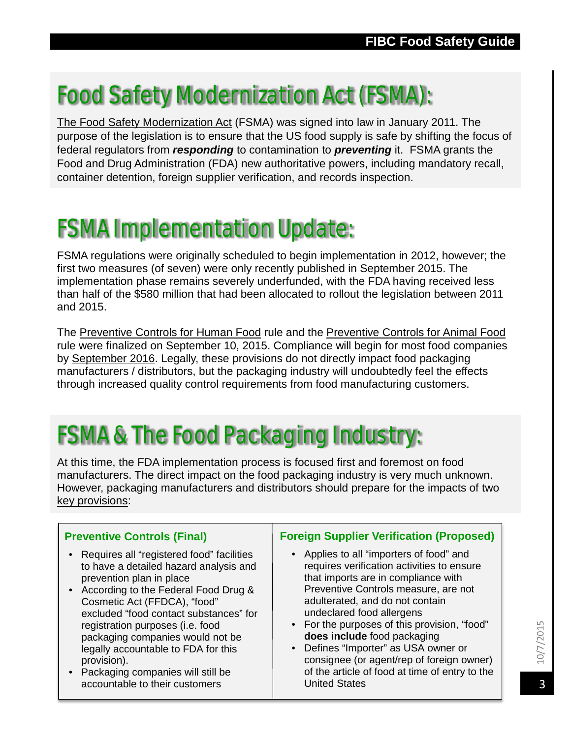# Food Safety Modernization Act (FSMA):

The Food Safety Modernization Act (FSMA) was signed into law in January 2011. The purpose of the legislation is to ensure that the US food supply is safe by shifting the focus of federal regulators from ***responding*** to contamination to ***preventing*** it. FSMA grants the Food and Drug Administration (FDA) new authoritative powers, including mandatory recall, container detention, foreign supplier verification, and records inspection.

# FSMA Implementation Update:

FSMA regulations were originally scheduled to begin implementation in 2012, however; the first two measures (of seven) were only recently published in September 2015. The implementation phase remains severely underfunded, with the FDA having received less than half of the $580 million that had been allocated to rollout the legislation between 2011 and 2015.

The Preventive Controls for Human Food rule and the Preventive Controls for Animal Food rule were finalized on September 10, 2015. Compliance will begin for most food companies by September 2016. Legally, these provisions do not directly impact food packaging manufacturers / distributors, but the packaging industry will undoubtedly feel the effects through increased quality control requirements from food manufacturing customers.

# FSMA & The Food Packaging Industry:

At this time, the FDA implementation process is focused first and foremost on food manufacturers. The direct impact on the food packaging industry is very much unknown. However, packaging manufacturers and distributors should prepare for the impacts of two key provisions:

### Preventive Controls (Final)

- Requires all "registered food" facilities to have a detailed hazard analysis and prevention plan in place
- According to the Federal Food Drug & Cosmetic Act (FFDCA), "food" excluded "food contact substances" for registration purposes (i.e. food packaging companies would not be legally accountable to FDA for this provision).
- Packaging companies will still be accountable to their customers

### Foreign Supplier Verification (Proposed)

- Applies to all "importers of food" and requires verification activities to ensure that imports are in compliance with Preventive Controls measure, are not adulterated, and do not contain undeclared food allergens
- For the purposes of this provision, "food" **does include** food packaging
- Defines "Importer" as USA owner or consignee (or agent/rep of foreign owner) of the article of food at time of entry to the United States